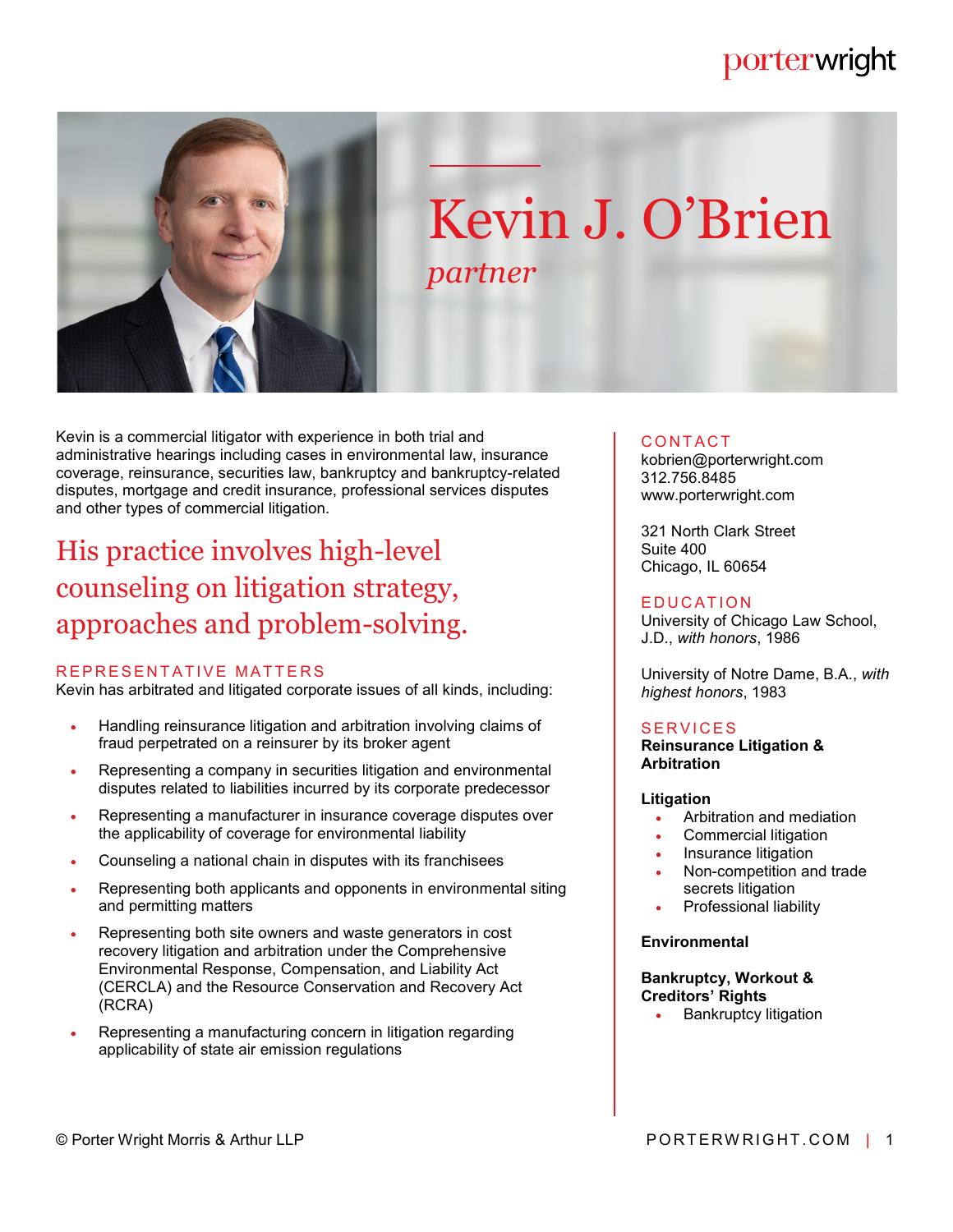# Kevin J. O'Brien

*partner*

Kevin is a commercial litigator with experience in both trial and administrative hearings including cases in environmental law, insurance coverage, reinsurance, securities law, bankruptcy and bankruptcy-related disputes, mortgage and credit insurance, professional services disputes and other types of commercial litigation.

## His practice involves high-level counseling on litigation strategy, approaches and problem-solving.

### REPRESENTATIVE MATTERS

Kevin has arbitrated and litigated corporate issues of all kinds, including:

- Handling reinsurance litigation and arbitration involving claims of fraud perpetrated on a reinsurer by its broker agent
- Representing a company in securities litigation and environmental disputes related to liabilities incurred by its corporate predecessor
- Representing a manufacturer in insurance coverage disputes over the applicability of coverage for environmental liability
- Counseling a national chain in disputes with its franchisees
- Representing both applicants and opponents in environmental siting and permitting matters
- Representing both site owners and waste generators in cost recovery litigation and arbitration under the Comprehensive Environmental Response, Compensation, and Liability Act (CERCLA) and the Resource Conservation and Recovery Act (RCRA)
- Representing a manufacturing concern in litigation regarding applicability of state air emission regulations

### CONTACT

kobrien@porterwright.com
312.756.8485
www.porterwright.com

321 North Clark Street
Suite 400
Chicago, IL 60654

### EDUCATION

University of Chicago Law School, J.D., *with honors*, 1986

University of Notre Dame, B.A., *with highest honors*, 1983

### SERVICES

**Reinsurance Litigation & Arbitration**

**Litigation**

- Arbitration and mediation
- Commercial litigation
- Insurance litigation
- Non-competition and trade secrets litigation
- Professional liability

**Environmental**

**Bankruptcy, Workout & Creditors' Rights**

- Bankruptcy litigation

© Porter Wright Morris & Arthur LLP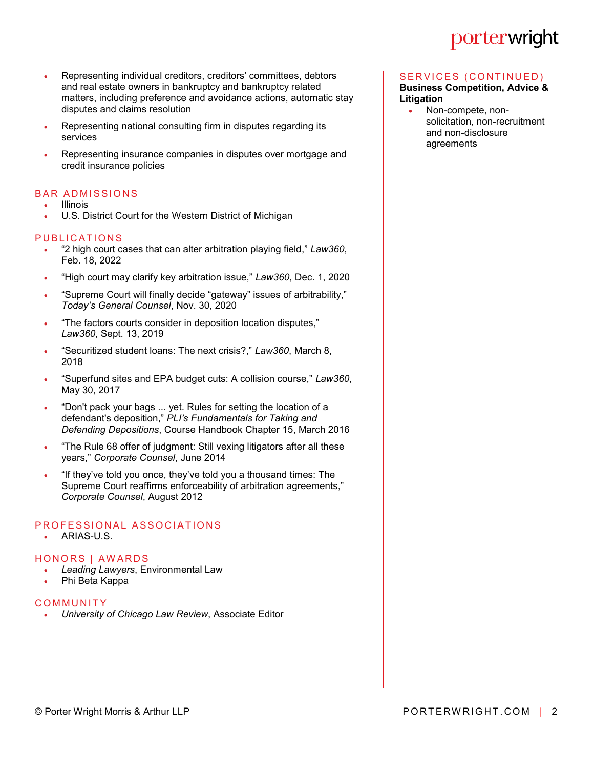- Representing individual creditors, creditors' committees, debtors and real estate owners in bankruptcy and bankruptcy related matters, including preference and avoidance actions, automatic stay disputes and claims resolution
- Representing national consulting firm in disputes regarding its services
- Representing insurance companies in disputes over mortgage and credit insurance policies

## BAR ADMISSIONS

- Illinois
- U.S. District Court for the Western District of Michigan

## PUBLICATIONS

- "2 high court cases that can alter arbitration playing field," *Law360*, Feb. 18, 2022
- "High court may clarify key arbitration issue," *Law360*, Dec. 1, 2020
- "Supreme Court will finally decide "gateway" issues of arbitrability," *Today's General Counsel*, Nov. 30, 2020
- "The factors courts consider in deposition location disputes," *Law360*, Sept. 13, 2019
- "Securitized student loans: The next crisis?," *Law360*, March 8, 2018
- "Superfund sites and EPA budget cuts: A collision course," *Law360*, May 30, 2017
- "Don't pack your bags ... yet. Rules for setting the location of a defendant's deposition," *PLI's Fundamentals for Taking and Defending Depositions*, Course Handbook Chapter 15, March 2016
- "The Rule 68 offer of judgment: Still vexing litigators after all these years," *Corporate Counsel*, June 2014
- "If they've told you once, they've told you a thousand times: The Supreme Court reaffirms enforceability of arbitration agreements," *Corporate Counsel*, August 2012

## PROFESSIONAL ASSOCIATIONS

- ARIAS-U.S.

## HONORS | AWARDS

- *Leading Lawyers*, Environmental Law
- Phi Beta Kappa

## COMMUNITY

- *University of Chicago Law Review*, Associate Editor

## SERVICES (CONTINUED)

**Business Competition, Advice & Litigation**

- Non-compete, non-solicitation, non-recruitment and non-disclosure agreements

© Porter Wright Morris & Arthur LLP